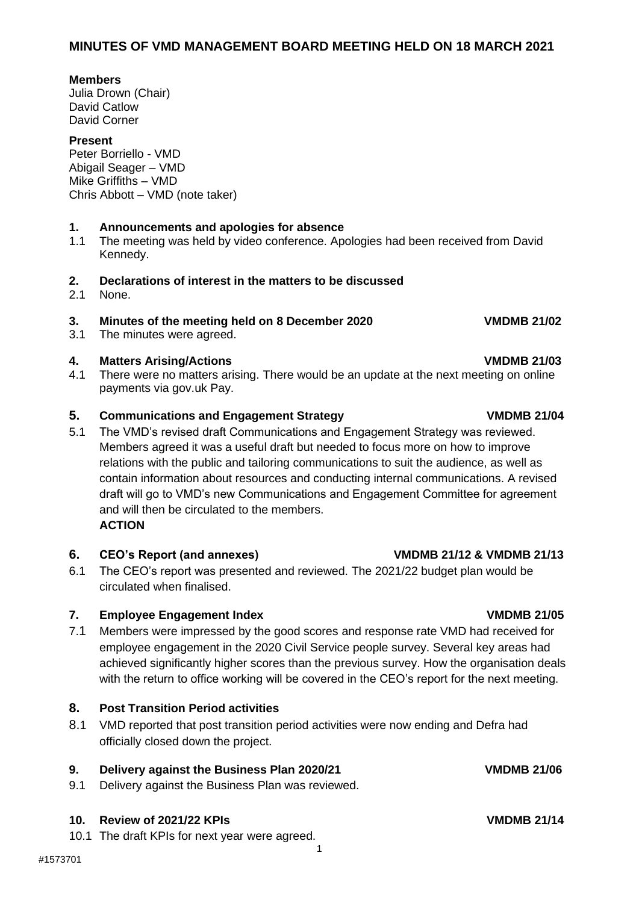# MINUTES OF VMD MANAGEMENT BOARD MEETING HELD ON 18 MARCH 2021

**Members**
Julia Drown (Chair)
David Catlow
David Corner

**Present**
Peter Borriello - VMD
Abigail Seager – VMD
Mike Griffiths – VMD
Chris Abbott – VMD (note taker)

## 1. Announcements and apologies for absence

1.1 The meeting was held by video conference. Apologies had been received from David Kennedy.

## 2. Declarations of interest in the matters to be discussed

2.1 None.

## 3. Minutes of the meeting held on 8 December 2020 — VMDMB 21/02

3.1 The minutes were agreed.

## 4. Matters Arising/Actions — VMDMB 21/03

4.1 There were no matters arising. There would be an update at the next meeting on online payments via gov.uk Pay.

## 5. Communications and Engagement Strategy — VMDMB 21/04

5.1 The VMD's revised draft Communications and Engagement Strategy was reviewed. Members agreed it was a useful draft but needed to focus more on how to improve relations with the public and tailoring communications to suit the audience, as well as contain information about resources and conducting internal communications. A revised draft will go to VMD's new Communications and Engagement Committee for agreement and will then be circulated to the members.
**ACTION**

## 6. CEO's Report (and annexes) — VMDMB 21/12 & VMDMB 21/13

6.1 The CEO's report was presented and reviewed. The 2021/22 budget plan would be circulated when finalised.

## 7. Employee Engagement Index — VMDMB 21/05

7.1 Members were impressed by the good scores and response rate VMD had received for employee engagement in the 2020 Civil Service people survey. Several key areas had achieved significantly higher scores than the previous survey. How the organisation deals with the return to office working will be covered in the CEO's report for the next meeting.

## 8. Post Transition Period activities

8.1 VMD reported that post transition period activities were now ending and Defra had officially closed down the project.

## 9. Delivery against the Business Plan 2020/21 — VMDMB 21/06

9.1 Delivery against the Business Plan was reviewed.

## 10. Review of 2021/22 KPIs — VMDMB 21/14

10.1 The draft KPIs for next year were agreed.

#1573701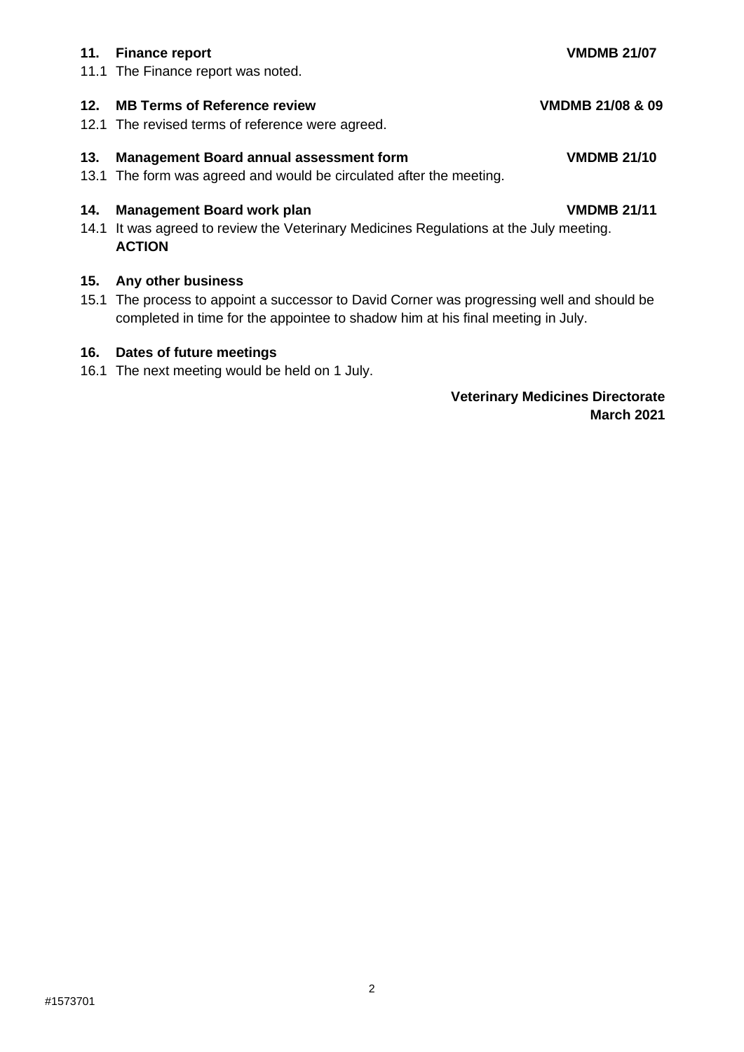## 11. Finance report — VMDMB 21/07

11.1 The Finance report was noted.

## 12. MB Terms of Reference review — VMDMB 21/08 & 09

12.1 The revised terms of reference were agreed.

## 13. Management Board annual assessment form — VMDMB 21/10

13.1 The form was agreed and would be circulated after the meeting.

## 14. Management Board work plan — VMDMB 21/11

14.1 It was agreed to review the Veterinary Medicines Regulations at the July meeting. **ACTION**

## 15. Any other business

15.1 The process to appoint a successor to David Corner was progressing well and should be completed in time for the appointee to shadow him at his final meeting in July.

## 16. Dates of future meetings

16.1 The next meeting would be held on 1 July.

**Veterinary Medicines Directorate**
**March 2021**

#1573701